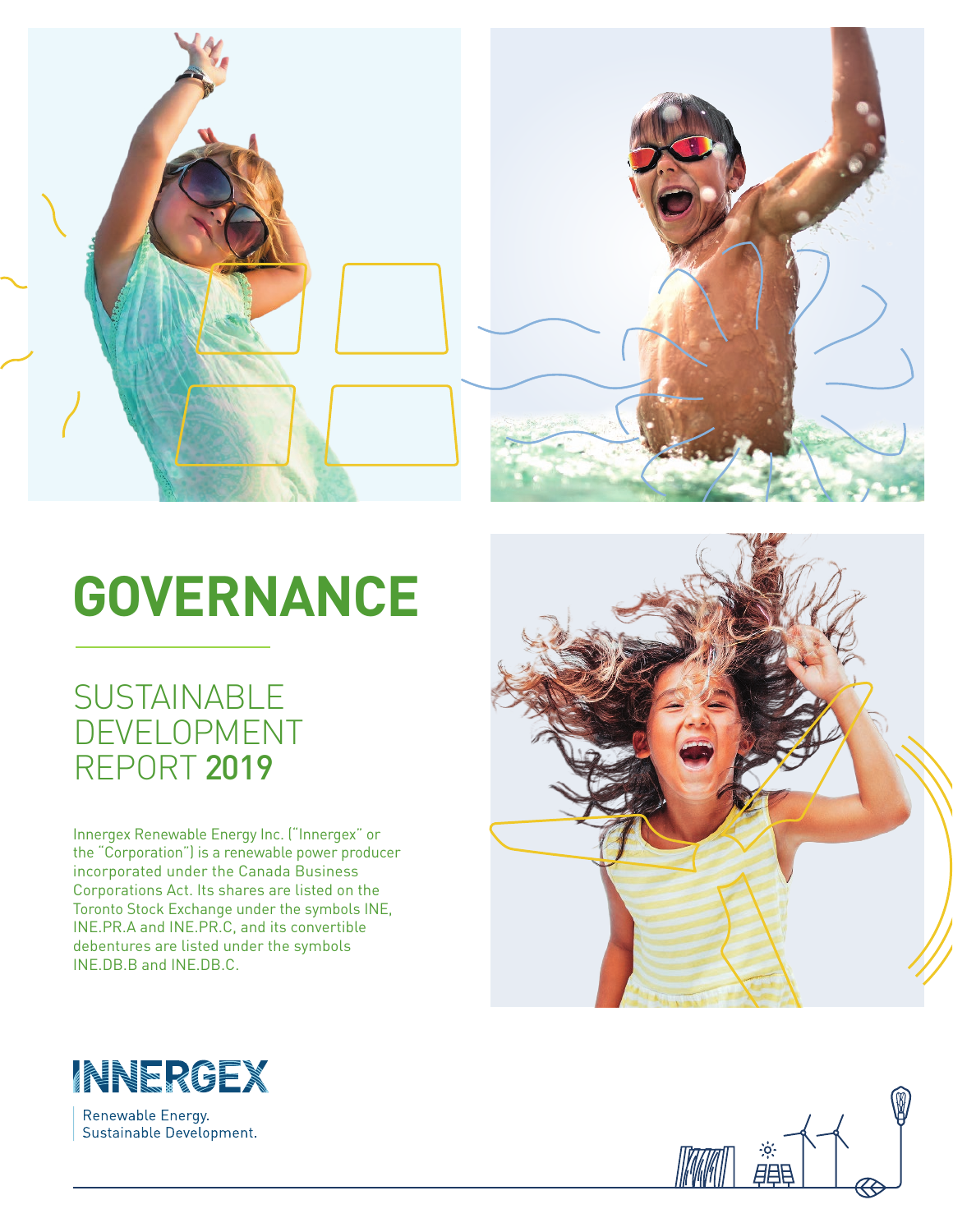# GOVERNANCE

## SUSTAINABLE DEVELOPMENT REPORT **2019**

Innergex Renewable Energy Inc. ("Innergex" or the "Corporation") is a renewable power producer incorporated under the Canada Business Corporations Act. Its shares are listed on the Toronto Stock Exchange under the symbols INE, INE.PR.A and INE.PR.C, and its convertible debentures are listed under the symbols INE.DB.B and INE.DB.C.

INNERGEX

Renewable Energy.
Sustainable Development.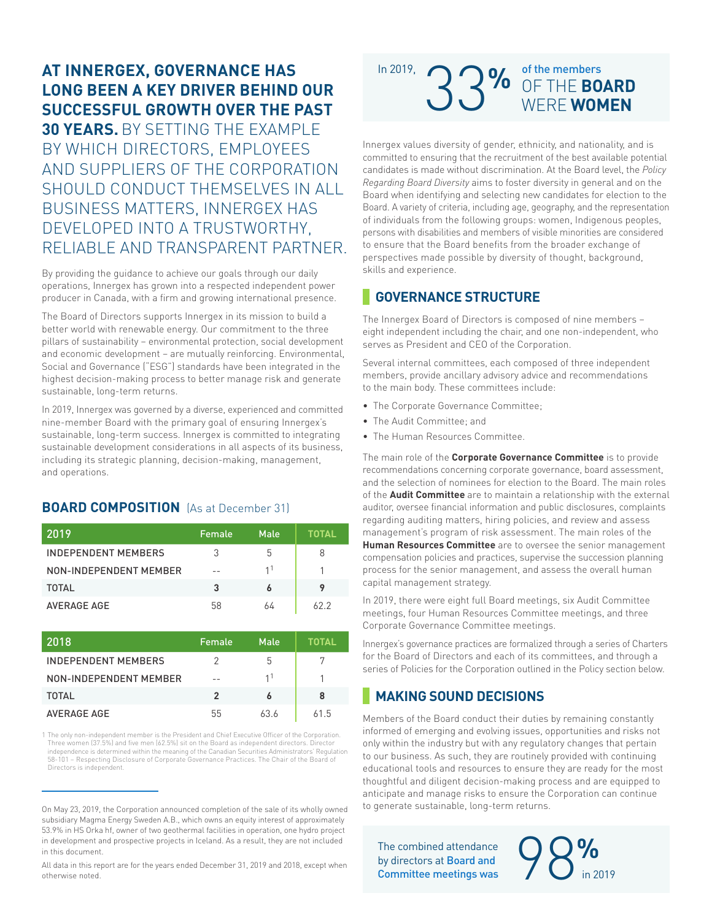**AT INNERGEX, GOVERNANCE HAS LONG BEEN A KEY DRIVER BEHIND OUR SUCCESSFUL GROWTH OVER THE PAST 30 YEARS.** BY SETTING THE EXAMPLE BY WHICH DIRECTORS, EMPLOYEES AND SUPPLIERS OF THE CORPORATION SHOULD CONDUCT THEMSELVES IN ALL BUSINESS MATTERS, INNERGEX HAS DEVELOPED INTO A TRUSTWORTHY, RELIABLE AND TRANSPARENT PARTNER.

By providing the guidance to achieve our goals through our daily operations, Innergex has grown into a respected independent power producer in Canada, with a firm and growing international presence.

The Board of Directors supports Innergex in its mission to build a better world with renewable energy. Our commitment to the three pillars of sustainability – environmental protection, social development and economic development – are mutually reinforcing. Environmental, Social and Governance ("ESG") standards have been integrated in the highest decision-making process to better manage risk and generate sustainable, long-term returns.

In 2019, Innergex was governed by a diverse, experienced and committed nine-member Board with the primary goal of ensuring Innergex's sustainable, long-term success. Innergex is committed to integrating sustainable development considerations in all aspects of its business, including its strategic planning, decision-making, management, and operations.

## BOARD COMPOSITION (As at December 31)

| 2019 | Female | Male | TOTAL |
|---|---|---|---|
| INDEPENDENT MEMBERS | 3 | 5 | 8 |
| NON-INDEPENDENT MEMBER | -- | 1[1] | 1 |
| **TOTAL** | **3** | **6** | **9** |
| AVERAGE AGE | 58 | 64 | 62.2 |

| 2018 | Female | Male | TOTAL |
|---|---|---|---|
| INDEPENDENT MEMBERS | 2 | 5 | 7 |
| NON-INDEPENDENT MEMBER | -- | 1[1] | 1 |
| **TOTAL** | **2** | **6** | **8** |
| AVERAGE AGE | 55 | 63.6 | 61.5 |

1 The only non-independent member is the President and Chief Executive Officer of the Corporation. Three women (37.5%) and five men (62.5%) sit on the Board as independent directors. Director independence is determined within the meaning of the Canadian Securities Administrators' Regulation 58-101 – Respecting Disclosure of Corporate Governance Practices. The Chair of the Board of Directors is independent.

On May 23, 2019, the Corporation announced completion of the sale of its wholly owned subsidiary Magma Energy Sweden A.B., which owns an equity interest of approximately 53.9% in HS Orka hf, owner of two geothermal facilities in operation, one hydro project in development and prospective projects in Iceland. As a result, they are not included in this document.

All data in this report are for the years ended December 31, 2019 and 2018, except when otherwise noted.

In 2019, **33%** of the members OF THE **BOARD** WERE **WOMEN**

Innergex values diversity of gender, ethnicity, and nationality, and is committed to ensuring that the recruitment of the best available potential candidates is made without discrimination. At the Board level, the *Policy Regarding Board Diversity* aims to foster diversity in general and on the Board when identifying and selecting new candidates for election to the Board. A variety of criteria, including age, geography, and the representation of individuals from the following groups: women, Indigenous peoples, persons with disabilities and members of visible minorities are considered to ensure that the Board benefits from the broader exchange of perspectives made possible by diversity of thought, background, skills and experience.

## GOVERNANCE STRUCTURE

The Innergex Board of Directors is composed of nine members – eight independent including the chair, and one non-independent, who serves as President and CEO of the Corporation.

Several internal committees, each composed of three independent members, provide ancillary advisory advice and recommendations to the main body. These committees include:

- The Corporate Governance Committee;
- The Audit Committee; and
- The Human Resources Committee.

The main role of the **Corporate Governance Committee** is to provide recommendations concerning corporate governance, board assessment, and the selection of nominees for election to the Board. The main roles of the **Audit Committee** are to maintain a relationship with the external auditor, oversee financial information and public disclosures, complaints regarding auditing matters, hiring policies, and review and assess management's program of risk assessment. The main roles of the **Human Resources Committee** are to oversee the senior management compensation policies and practices, supervise the succession planning process for the senior management, and assess the overall human capital management strategy.

In 2019, there were eight full Board meetings, six Audit Committee meetings, four Human Resources Committee meetings, and three Corporate Governance Committee meetings.

Innergex's governance practices are formalized through a series of Charters for the Board of Directors and each of its committees, and through a series of Policies for the Corporation outlined in the Policy section below.

## MAKING SOUND DECISIONS

Members of the Board conduct their duties by remaining constantly informed of emerging and evolving issues, opportunities and risks not only within the industry but with any regulatory changes that pertain to our business. As such, they are routinely provided with continuing educational tools and resources to ensure they are ready for the most thoughtful and diligent decision-making process and are equipped to anticipate and manage risks to ensure the Corporation can continue to generate sustainable, long-term returns.

The combined attendance by directors at Board and Committee meetings was **98%** in 2019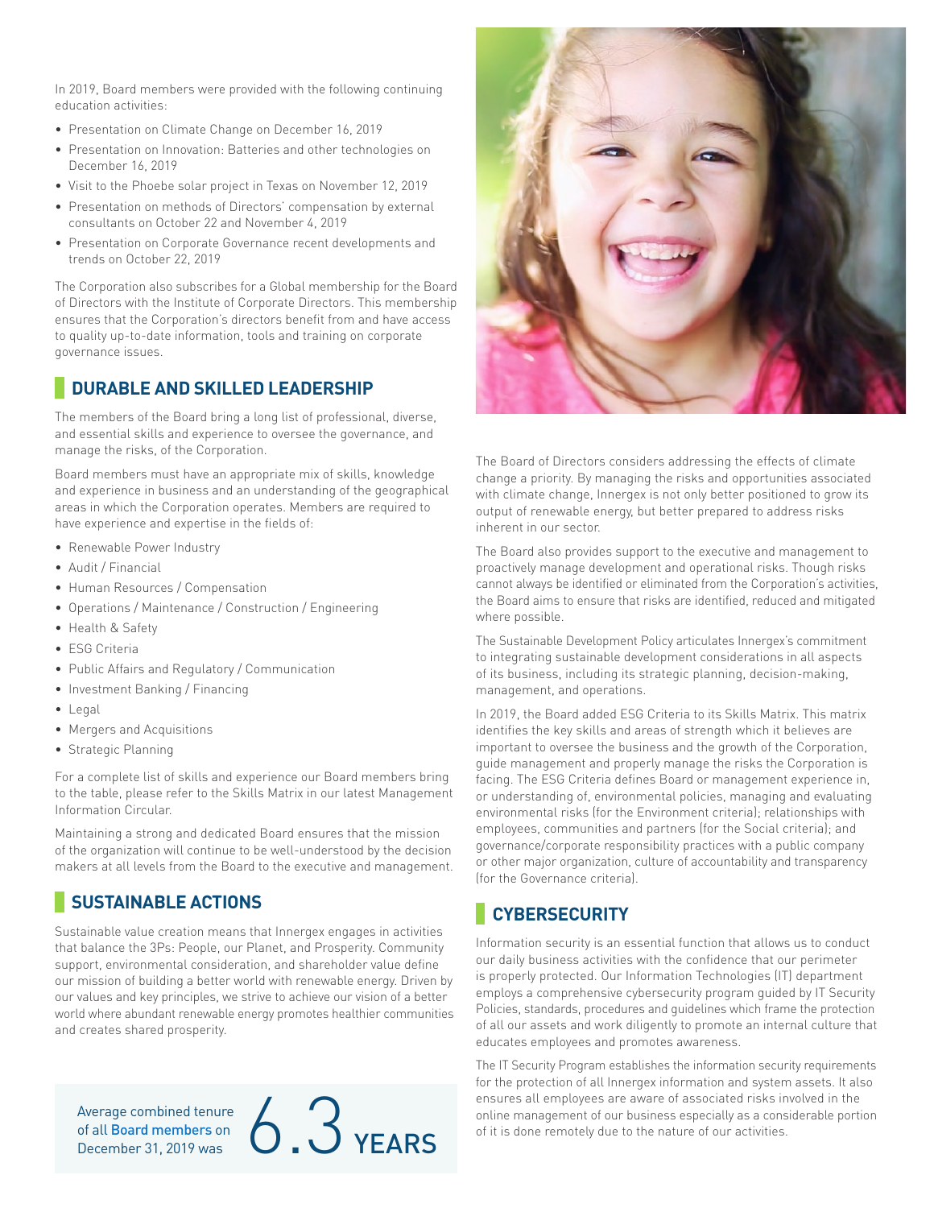In 2019, Board members were provided with the following continuing education activities:

- Presentation on Climate Change on December 16, 2019
- Presentation on Innovation: Batteries and other technologies on December 16, 2019
- Visit to the Phoebe solar project in Texas on November 12, 2019
- Presentation on methods of Directors' compensation by external consultants on October 22 and November 4, 2019
- Presentation on Corporate Governance recent developments and trends on October 22, 2019

The Corporation also subscribes for a Global membership for the Board of Directors with the Institute of Corporate Directors. This membership ensures that the Corporation's directors benefit from and have access to quality up-to-date information, tools and training on corporate governance issues.

## DURABLE AND SKILLED LEADERSHIP

The members of the Board bring a long list of professional, diverse, and essential skills and experience to oversee the governance, and manage the risks, of the Corporation.

Board members must have an appropriate mix of skills, knowledge and experience in business and an understanding of the geographical areas in which the Corporation operates. Members are required to have experience and expertise in the fields of:

- Renewable Power Industry
- Audit / Financial
- Human Resources / Compensation
- Operations / Maintenance / Construction / Engineering
- Health & Safety
- ESG Criteria
- Public Affairs and Regulatory / Communication
- Investment Banking / Financing
- Legal
- Mergers and Acquisitions
- Strategic Planning

For a complete list of skills and experience our Board members bring to the table, please refer to the Skills Matrix in our latest Management Information Circular.

Maintaining a strong and dedicated Board ensures that the mission of the organization will continue to be well-understood by the decision makers at all levels from the Board to the executive and management.

## SUSTAINABLE ACTIONS

Sustainable value creation means that Innergex engages in activities that balance the 3Ps: People, our Planet, and Prosperity. Community support, environmental consideration, and shareholder value define our mission of building a better world with renewable energy. Driven by our values and key principles, we strive to achieve our vision of a better world where abundant renewable energy promotes healthier communities and creates shared prosperity.

Average combined tenure of all Board members on December 31, 2019 was **6.3 YEARS**

The Board of Directors considers addressing the effects of climate change a priority. By managing the risks and opportunities associated with climate change, Innergex is not only better positioned to grow its output of renewable energy, but better prepared to address risks inherent in our sector.

The Board also provides support to the executive and management to proactively manage development and operational risks. Though risks cannot always be identified or eliminated from the Corporation's activities, the Board aims to ensure that risks are identified, reduced and mitigated where possible.

The Sustainable Development Policy articulates Innergex's commitment to integrating sustainable development considerations in all aspects of its business, including its strategic planning, decision-making, management, and operations.

In 2019, the Board added ESG Criteria to its Skills Matrix. This matrix identifies the key skills and areas of strength which it believes are important to oversee the business and the growth of the Corporation, guide management and properly manage the risks the Corporation is facing. The ESG Criteria defines Board or management experience in, or understanding of, environmental policies, managing and evaluating environmental risks (for the Environment criteria); relationships with employees, communities and partners (for the Social criteria); and governance/corporate responsibility practices with a public company or other major organization, culture of accountability and transparency (for the Governance criteria).

## CYBERSECURITY

Information security is an essential function that allows us to conduct our daily business activities with the confidence that our perimeter is properly protected. Our Information Technologies (IT) department employs a comprehensive cybersecurity program guided by IT Security Policies, standards, procedures and guidelines which frame the protection of all our assets and work diligently to promote an internal culture that educates employees and promotes awareness.

The IT Security Program establishes the information security requirements for the protection of all Innergex information and system assets. It also ensures all employees are aware of associated risks involved in the online management of our business especially as a considerable portion of it is done remotely due to the nature of our activities.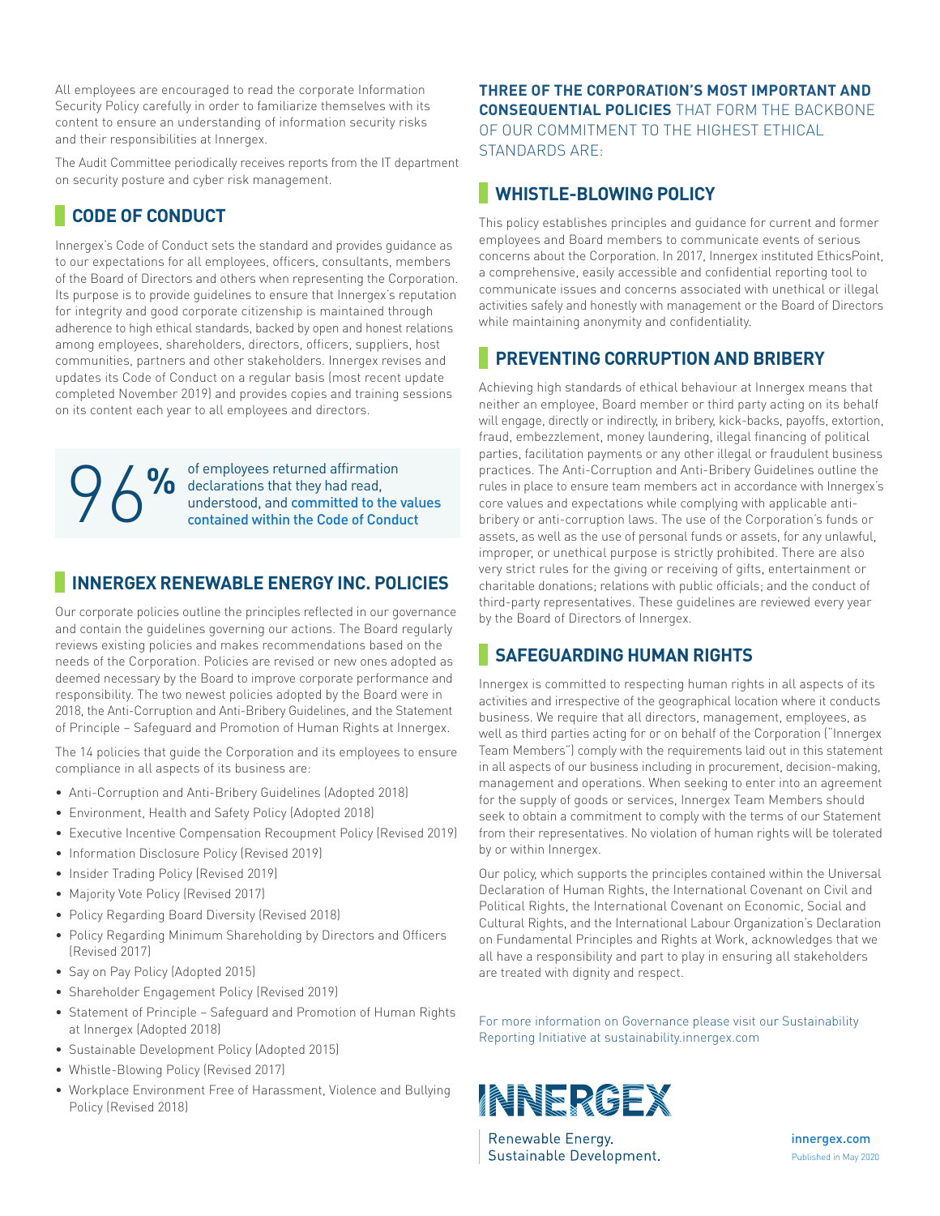All employees are encouraged to read the corporate Information Security Policy carefully in order to familiarize themselves with its content to ensure an understanding of information security risks and their responsibilities at Innergex.

The Audit Committee periodically receives reports from the IT department on security posture and cyber risk management.

## CODE OF CONDUCT

Innergex's Code of Conduct sets the standard and provides guidance as to our expectations for all employees, officers, consultants, members of the Board of Directors and others when representing the Corporation. Its purpose is to provide guidelines to ensure that Innergex's reputation for integrity and good corporate citizenship is maintained through adherence to high ethical standards, backed by open and honest relations among employees, shareholders, directors, officers, suppliers, host communities, partners and other stakeholders. Innergex revises and updates its Code of Conduct on a regular basis (most recent update completed November 2019) and provides copies and training sessions on its content each year to all employees and directors.

**96%** of employees returned affirmation declarations that they had read, understood, and committed to the values contained within the Code of Conduct

## INNERGEX RENEWABLE ENERGY INC. POLICIES

Our corporate policies outline the principles reflected in our governance and contain the guidelines governing our actions. The Board regularly reviews existing policies and makes recommendations based on the needs of the Corporation. Policies are revised or new ones adopted as deemed necessary by the Board to improve corporate performance and responsibility. The two newest policies adopted by the Board were in 2018, the Anti-Corruption and Anti-Bribery Guidelines, and the Statement of Principle – Safeguard and Promotion of Human Rights at Innergex.

The 14 policies that guide the Corporation and its employees to ensure compliance in all aspects of its business are:

- Anti-Corruption and Anti-Bribery Guidelines (Adopted 2018)
- Environment, Health and Safety Policy (Adopted 2018)
- Executive Incentive Compensation Recoupment Policy (Revised 2019)
- Information Disclosure Policy (Revised 2019)
- Insider Trading Policy (Revised 2019)
- Majority Vote Policy (Revised 2017)
- Policy Regarding Board Diversity (Revised 2018)
- Policy Regarding Minimum Shareholding by Directors and Officers (Revised 2017)
- Say on Pay Policy (Adopted 2015)
- Shareholder Engagement Policy (Revised 2019)
- Statement of Principle – Safeguard and Promotion of Human Rights at Innergex (Adopted 2018)
- Sustainable Development Policy (Adopted 2015)
- Whistle-Blowing Policy (Revised 2017)
- Workplace Environment Free of Harassment, Violence and Bullying Policy (Revised 2018)

**THREE OF THE CORPORATION'S MOST IMPORTANT AND CONSEQUENTIAL POLICIES** THAT FORM THE BACKBONE OF OUR COMMITMENT TO THE HIGHEST ETHICAL STANDARDS ARE:

## WHISTLE-BLOWING POLICY

This policy establishes principles and guidance for current and former employees and Board members to communicate events of serious concerns about the Corporation. In 2017, Innergex instituted EthicsPoint, a comprehensive, easily accessible and confidential reporting tool to communicate issues and concerns associated with unethical or illegal activities safely and honestly with management or the Board of Directors while maintaining anonymity and confidentiality.

## PREVENTING CORRUPTION AND BRIBERY

Achieving high standards of ethical behaviour at Innergex means that neither an employee, Board member or third party acting on its behalf will engage, directly or indirectly, in bribery, kick-backs, payoffs, extortion, fraud, embezzlement, money laundering, illegal financing of political parties, facilitation payments or any other illegal or fraudulent business practices. The Anti-Corruption and Anti-Bribery Guidelines outline the rules in place to ensure team members act in accordance with Innergex's core values and expectations while complying with applicable anti-bribery or anti-corruption laws. The use of the Corporation's funds or assets, as well as the use of personal funds or assets, for any unlawful, improper, or unethical purpose is strictly prohibited. There are also very strict rules for the giving or receiving of gifts, entertainment or charitable donations; relations with public officials; and the conduct of third-party representatives. These guidelines are reviewed every year by the Board of Directors of Innergex.

## SAFEGUARDING HUMAN RIGHTS

Innergex is committed to respecting human rights in all aspects of its activities and irrespective of the geographical location where it conducts business. We require that all directors, management, employees, as well as third parties acting for or on behalf of the Corporation ("Innergex Team Members") comply with the requirements laid out in this statement in all aspects of our business including in procurement, decision-making, management and operations. When seeking to enter into an agreement for the supply of goods or services, Innergex Team Members should seek to obtain a commitment to comply with the terms of our Statement from their representatives. No violation of human rights will be tolerated by or within Innergex.

Our policy, which supports the principles contained within the Universal Declaration of Human Rights, the International Covenant on Civil and Political Rights, the International Covenant on Economic, Social and Cultural Rights, and the International Labour Organization's Declaration on Fundamental Principles and Rights at Work, acknowledges that we all have a responsibility and part to play in ensuring all stakeholders are treated with dignity and respect.

For more information on Governance please visit our Sustainability Reporting Initiative at sustainability.innergex.com

INNERGEX

Renewable Energy. Sustainable Development.

innergex.com

Published in May 2020